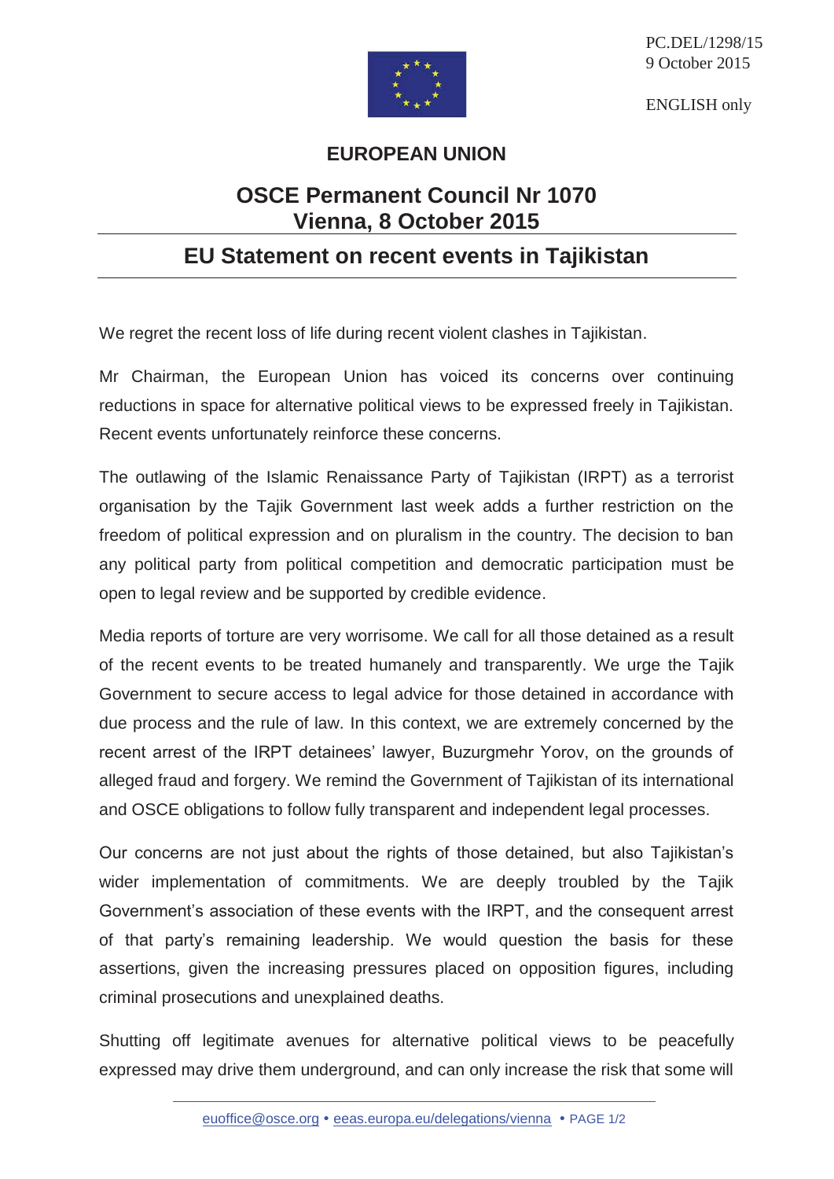PC.DEL/1298/15
9 October 2015

ENGLISH only

**EUROPEAN UNION**

## OSCE Permanent Council Nr 1070
## Vienna, 8 October 2015

# EU Statement on recent events in Tajikistan

We regret the recent loss of life during recent violent clashes in Tajikistan.

Mr Chairman, the European Union has voiced its concerns over continuing reductions in space for alternative political views to be expressed freely in Tajikistan. Recent events unfortunately reinforce these concerns.

The outlawing of the Islamic Renaissance Party of Tajikistan (IRPT) as a terrorist organisation by the Tajik Government last week adds a further restriction on the freedom of political expression and on pluralism in the country. The decision to ban any political party from political competition and democratic participation must be open to legal review and be supported by credible evidence.

Media reports of torture are very worrisome. We call for all those detained as a result of the recent events to be treated humanely and transparently. We urge the Tajik Government to secure access to legal advice for those detained in accordance with due process and the rule of law. In this context, we are extremely concerned by the recent arrest of the IRPT detainees' lawyer, Buzurgmehr Yorov, on the grounds of alleged fraud and forgery. We remind the Government of Tajikistan of its international and OSCE obligations to follow fully transparent and independent legal processes.

Our concerns are not just about the rights of those detained, but also Tajikistan's wider implementation of commitments. We are deeply troubled by the Tajik Government's association of these events with the IRPT, and the consequent arrest of that party's remaining leadership. We would question the basis for these assertions, given the increasing pressures placed on opposition figures, including criminal prosecutions and unexplained deaths.

Shutting off legitimate avenues for alternative political views to be peacefully expressed may drive them underground, and can only increase the risk that some will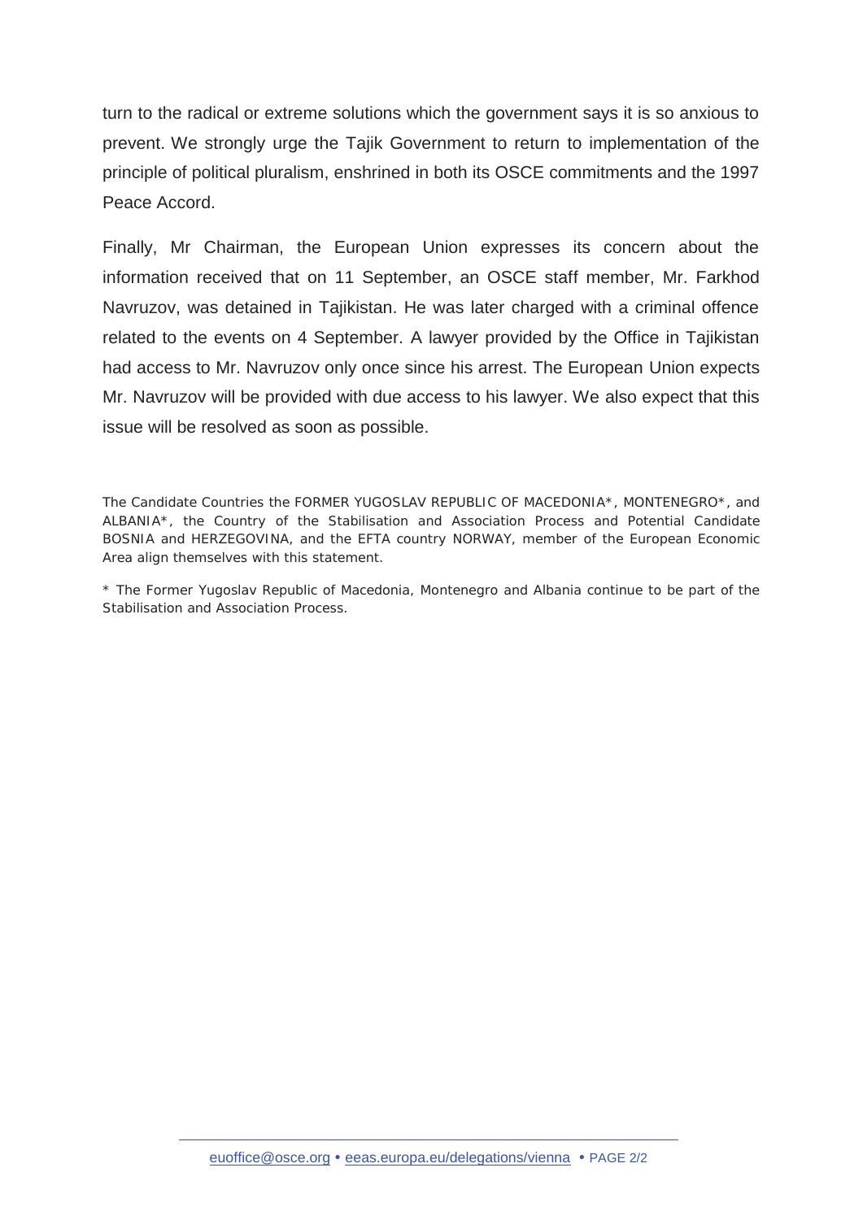turn to the radical or extreme solutions which the government says it is so anxious to prevent. We strongly urge the Tajik Government to return to implementation of the principle of political pluralism, enshrined in both its OSCE commitments and the 1997 Peace Accord.

Finally, Mr Chairman, the European Union expresses its concern about the information received that on 11 September, an OSCE staff member, Mr. Farkhod Navruzov, was detained in Tajikistan. He was later charged with a criminal offence related to the events on 4 September. A lawyer provided by the Office in Tajikistan had access to Mr. Navruzov only once since his arrest. The European Union expects Mr. Navruzov will be provided with due access to his lawyer. We also expect that this issue will be resolved as soon as possible.

The Candidate Countries the FORMER YUGOSLAV REPUBLIC OF MACEDONIA*, MONTENEGRO*, and ALBANIA*, the Country of the Stabilisation and Association Process and Potential Candidate BOSNIA and HERZEGOVINA, and the EFTA country NORWAY, member of the European Economic Area align themselves with this statement.

* The Former Yugoslav Republic of Macedonia, Montenegro and Albania continue to be part of the Stabilisation and Association Process.